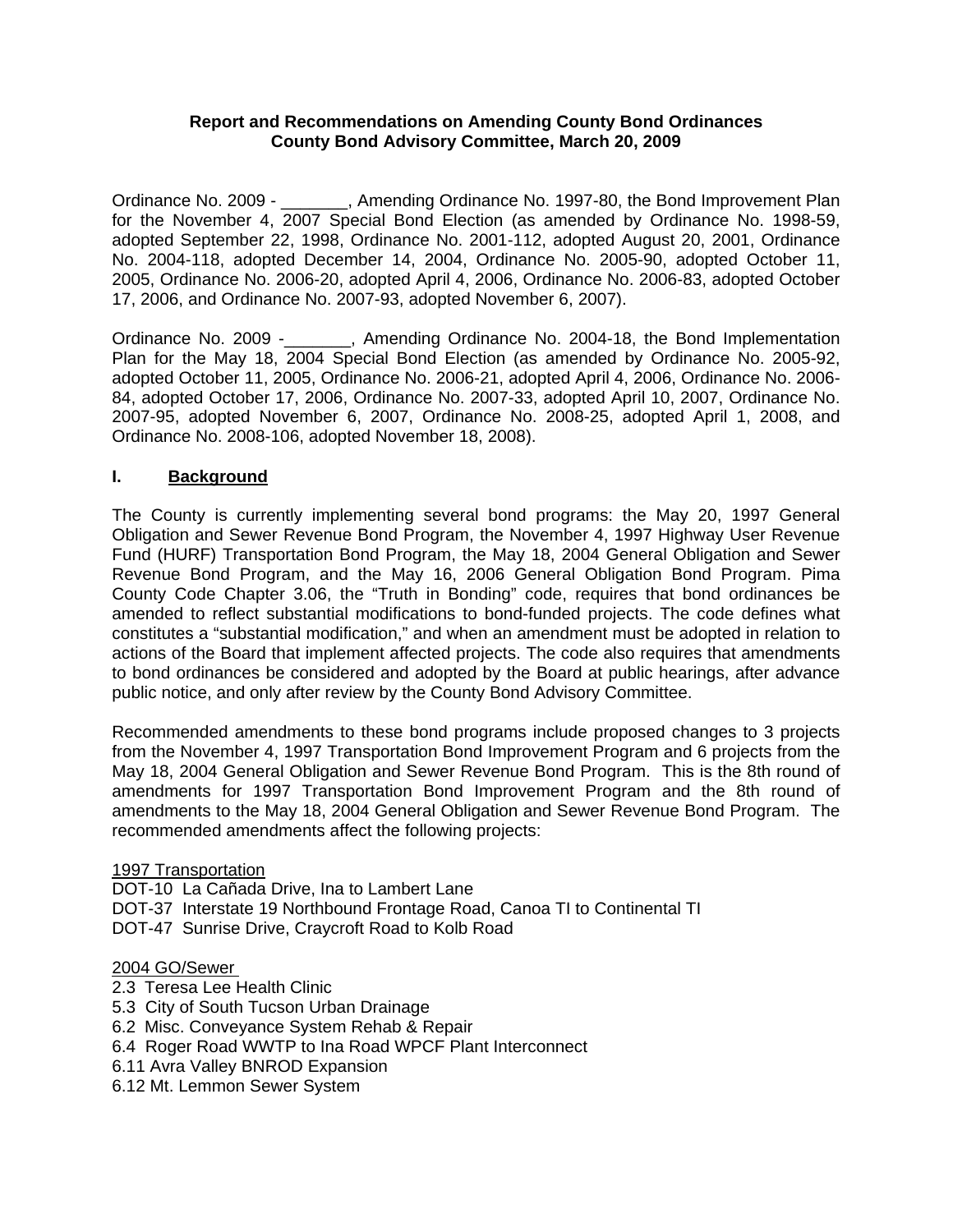**Report and Recommendations on Amending County Bond Ordinances**
**County Bond Advisory Committee, March 20, 2009**

Ordinance No. 2009 - _______, Amending Ordinance No. 1997-80, the Bond Improvement Plan for the November 4, 2007 Special Bond Election (as amended by Ordinance No. 1998-59, adopted September 22, 1998, Ordinance No. 2001-112, adopted August 20, 2001, Ordinance No. 2004-118, adopted December 14, 2004, Ordinance No. 2005-90, adopted October 11, 2005, Ordinance No. 2006-20, adopted April 4, 2006, Ordinance No. 2006-83, adopted October 17, 2006, and Ordinance No. 2007-93, adopted November 6, 2007).

Ordinance No. 2009 -_______, Amending Ordinance No. 2004-18, the Bond Implementation Plan for the May 18, 2004 Special Bond Election (as amended by Ordinance No. 2005-92, adopted October 11, 2005, Ordinance No. 2006-21, adopted April 4, 2006, Ordinance No. 2006-84, adopted October 17, 2006, Ordinance No. 2007-33, adopted April 10, 2007, Ordinance No. 2007-95, adopted November 6, 2007, Ordinance No. 2008-25, adopted April 1, 2008, and Ordinance No. 2008-106, adopted November 18, 2008).

## I. Background

The County is currently implementing several bond programs: the May 20, 1997 General Obligation and Sewer Revenue Bond Program, the November 4, 1997 Highway User Revenue Fund (HURF) Transportation Bond Program, the May 18, 2004 General Obligation and Sewer Revenue Bond Program, and the May 16, 2006 General Obligation Bond Program. Pima County Code Chapter 3.06, the "Truth in Bonding" code, requires that bond ordinances be amended to reflect substantial modifications to bond-funded projects. The code defines what constitutes a "substantial modification," and when an amendment must be adopted in relation to actions of the Board that implement affected projects. The code also requires that amendments to bond ordinances be considered and adopted by the Board at public hearings, after advance public notice, and only after review by the County Bond Advisory Committee.

Recommended amendments to these bond programs include proposed changes to 3 projects from the November 4, 1997 Transportation Bond Improvement Program and 6 projects from the May 18, 2004 General Obligation and Sewer Revenue Bond Program. This is the 8th round of amendments for 1997 Transportation Bond Improvement Program and the 8th round of amendments to the May 18, 2004 General Obligation and Sewer Revenue Bond Program. The recommended amendments affect the following projects:

<u>1997 Transportation</u>
DOT-10 La Cañada Drive, Ina to Lambert Lane
DOT-37 Interstate 19 Northbound Frontage Road, Canoa TI to Continental TI
DOT-47 Sunrise Drive, Craycroft Road to Kolb Road

<u>2004 GO/Sewer</u>
2.3 Teresa Lee Health Clinic
5.3 City of South Tucson Urban Drainage
6.2 Misc. Conveyance System Rehab & Repair
6.4 Roger Road WWTP to Ina Road WPCF Plant Interconnect
6.11 Avra Valley BNROD Expansion
6.12 Mt. Lemmon Sewer System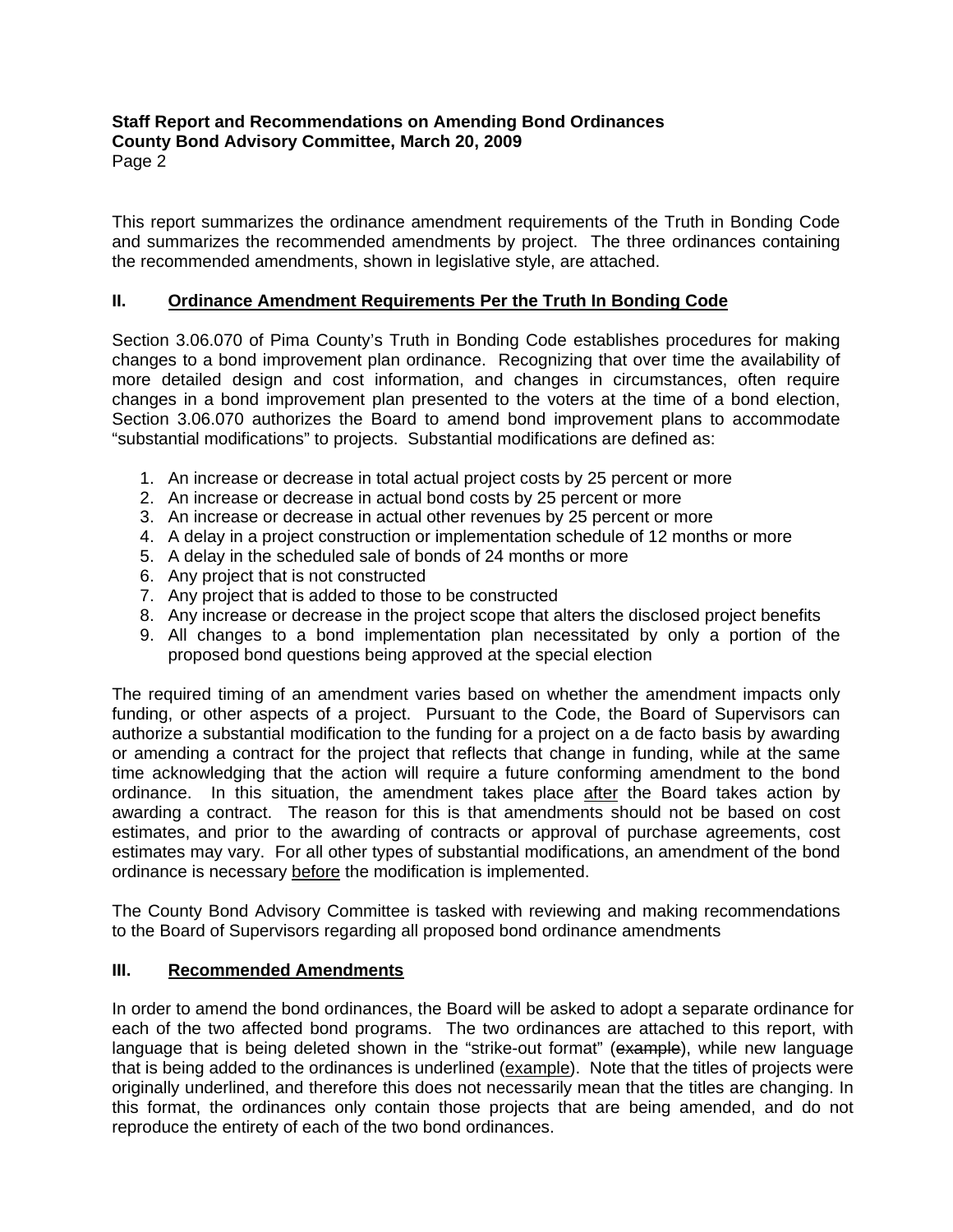This report summarizes the ordinance amendment requirements of the Truth in Bonding Code and summarizes the recommended amendments by project. The three ordinances containing the recommended amendments, shown in legislative style, are attached.

## II. Ordinance Amendment Requirements Per the Truth In Bonding Code

Section 3.06.070 of Pima County's Truth in Bonding Code establishes procedures for making changes to a bond improvement plan ordinance. Recognizing that over time the availability of more detailed design and cost information, and changes in circumstances, often require changes in a bond improvement plan presented to the voters at the time of a bond election, Section 3.06.070 authorizes the Board to amend bond improvement plans to accommodate "substantial modifications" to projects. Substantial modifications are defined as:

1. An increase or decrease in total actual project costs by 25 percent or more
2. An increase or decrease in actual bond costs by 25 percent or more
3. An increase or decrease in actual other revenues by 25 percent or more
4. A delay in a project construction or implementation schedule of 12 months or more
5. A delay in the scheduled sale of bonds of 24 months or more
6. Any project that is not constructed
7. Any project that is added to those to be constructed
8. Any increase or decrease in the project scope that alters the disclosed project benefits
9. All changes to a bond implementation plan necessitated by only a portion of the proposed bond questions being approved at the special election

The required timing of an amendment varies based on whether the amendment impacts only funding, or other aspects of a project. Pursuant to the Code, the Board of Supervisors can authorize a substantial modification to the funding for a project on a de facto basis by awarding or amending a contract for the project that reflects that change in funding, while at the same time acknowledging that the action will require a future conforming amendment to the bond ordinance. In this situation, the amendment takes place <u>after</u> the Board takes action by awarding a contract. The reason for this is that amendments should not be based on cost estimates, and prior to the awarding of contracts or approval of purchase agreements, cost estimates may vary. For all other types of substantial modifications, an amendment of the bond ordinance is necessary <u>before</u> the modification is implemented.

The County Bond Advisory Committee is tasked with reviewing and making recommendations to the Board of Supervisors regarding all proposed bond ordinance amendments

## III. Recommended Amendments

In order to amend the bond ordinances, the Board will be asked to adopt a separate ordinance for each of the two affected bond programs. The two ordinances are attached to this report, with language that is being deleted shown in the "strike-out format" (~~example~~), while new language that is being added to the ordinances is underlined (<u>example</u>). Note that the titles of projects were originally underlined, and therefore this does not necessarily mean that the titles are changing. In this format, the ordinances only contain those projects that are being amended, and do not reproduce the entirety of each of the two bond ordinances.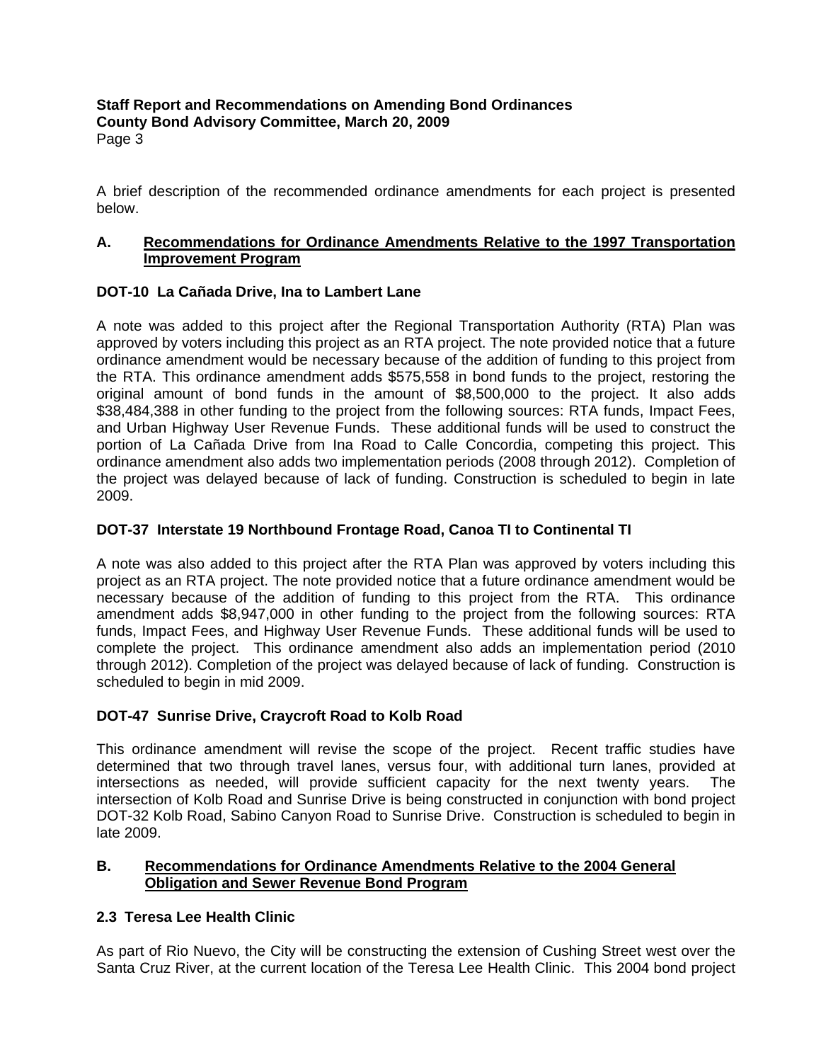A brief description of the recommended ordinance amendments for each project is presented below.

## A. Recommendations for Ordinance Amendments Relative to the 1997 Transportation Improvement Program

### DOT-10 La Cañada Drive, Ina to Lambert Lane

A note was added to this project after the Regional Transportation Authority (RTA) Plan was approved by voters including this project as an RTA project. The note provided notice that a future ordinance amendment would be necessary because of the addition of funding to this project from the RTA. This ordinance amendment adds $575,558 in bond funds to the project, restoring the original amount of bond funds in the amount of $8,500,000 to the project. It also adds $38,484,388 in other funding to the project from the following sources: RTA funds, Impact Fees, and Urban Highway User Revenue Funds. These additional funds will be used to construct the portion of La Cañada Drive from Ina Road to Calle Concordia, competing this project. This ordinance amendment also adds two implementation periods (2008 through 2012). Completion of the project was delayed because of lack of funding. Construction is scheduled to begin in late 2009.

### DOT-37 Interstate 19 Northbound Frontage Road, Canoa TI to Continental TI

A note was also added to this project after the RTA Plan was approved by voters including this project as an RTA project. The note provided notice that a future ordinance amendment would be necessary because of the addition of funding to this project from the RTA. This ordinance amendment adds $8,947,000 in other funding to the project from the following sources: RTA funds, Impact Fees, and Highway User Revenue Funds. These additional funds will be used to complete the project. This ordinance amendment also adds an implementation period (2010 through 2012). Completion of the project was delayed because of lack of funding. Construction is scheduled to begin in mid 2009.

### DOT-47 Sunrise Drive, Craycroft Road to Kolb Road

This ordinance amendment will revise the scope of the project. Recent traffic studies have determined that two through travel lanes, versus four, with additional turn lanes, provided at intersections as needed, will provide sufficient capacity for the next twenty years. The intersection of Kolb Road and Sunrise Drive is being constructed in conjunction with bond project DOT-32 Kolb Road, Sabino Canyon Road to Sunrise Drive. Construction is scheduled to begin in late 2009.

## B. Recommendations for Ordinance Amendments Relative to the 2004 General Obligation and Sewer Revenue Bond Program

### 2.3 Teresa Lee Health Clinic

As part of Rio Nuevo, the City will be constructing the extension of Cushing Street west over the Santa Cruz River, at the current location of the Teresa Lee Health Clinic. This 2004 bond project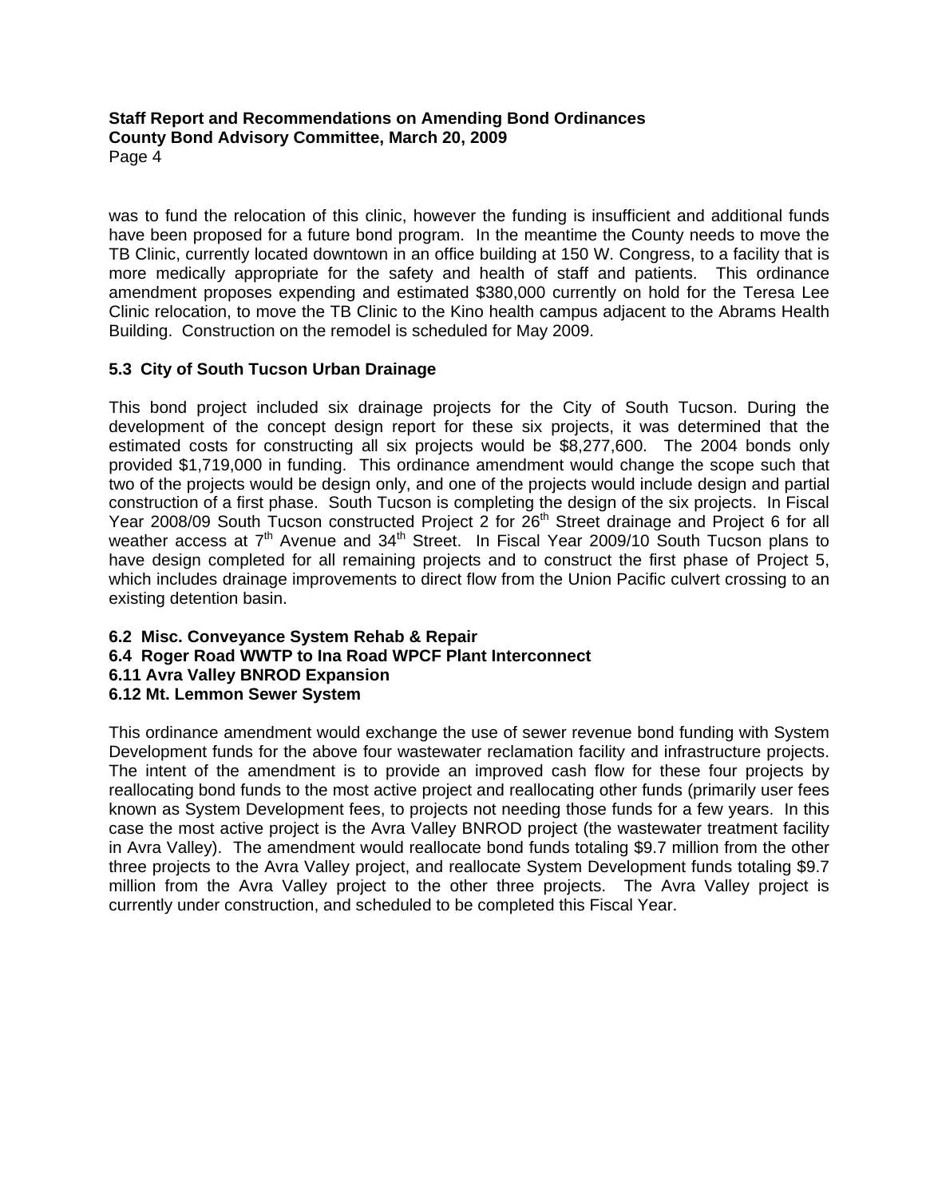was to fund the relocation of this clinic, however the funding is insufficient and additional funds have been proposed for a future bond program. In the meantime the County needs to move the TB Clinic, currently located downtown in an office building at 150 W. Congress, to a facility that is more medically appropriate for the safety and health of staff and patients. This ordinance amendment proposes expending and estimated $380,000 currently on hold for the Teresa Lee Clinic relocation, to move the TB Clinic to the Kino health campus adjacent to the Abrams Health Building. Construction on the remodel is scheduled for May 2009.

### 5.3 City of South Tucson Urban Drainage

This bond project included six drainage projects for the City of South Tucson. During the development of the concept design report for these six projects, it was determined that the estimated costs for constructing all six projects would be $8,277,600. The 2004 bonds only provided $1,719,000 in funding. This ordinance amendment would change the scope such that two of the projects would be design only, and one of the projects would include design and partial construction of a first phase. South Tucson is completing the design of the six projects. In Fiscal Year 2008/09 South Tucson constructed Project 2 for 26th Street drainage and Project 6 for all weather access at 7th Avenue and 34th Street. In Fiscal Year 2009/10 South Tucson plans to have design completed for all remaining projects and to construct the first phase of Project 5, which includes drainage improvements to direct flow from the Union Pacific culvert crossing to an existing detention basin.

### 6.2 Misc. Conveyance System Rehab & Repair
### 6.4 Roger Road WWTP to Ina Road WPCF Plant Interconnect
### 6.11 Avra Valley BNROD Expansion
### 6.12 Mt. Lemmon Sewer System

This ordinance amendment would exchange the use of sewer revenue bond funding with System Development funds for the above four wastewater reclamation facility and infrastructure projects. The intent of the amendment is to provide an improved cash flow for these four projects by reallocating bond funds to the most active project and reallocating other funds (primarily user fees known as System Development fees, to projects not needing those funds for a few years. In this case the most active project is the Avra Valley BNROD project (the wastewater treatment facility in Avra Valley). The amendment would reallocate bond funds totaling $9.7 million from the other three projects to the Avra Valley project, and reallocate System Development funds totaling $9.7 million from the Avra Valley project to the other three projects. The Avra Valley project is currently under construction, and scheduled to be completed this Fiscal Year.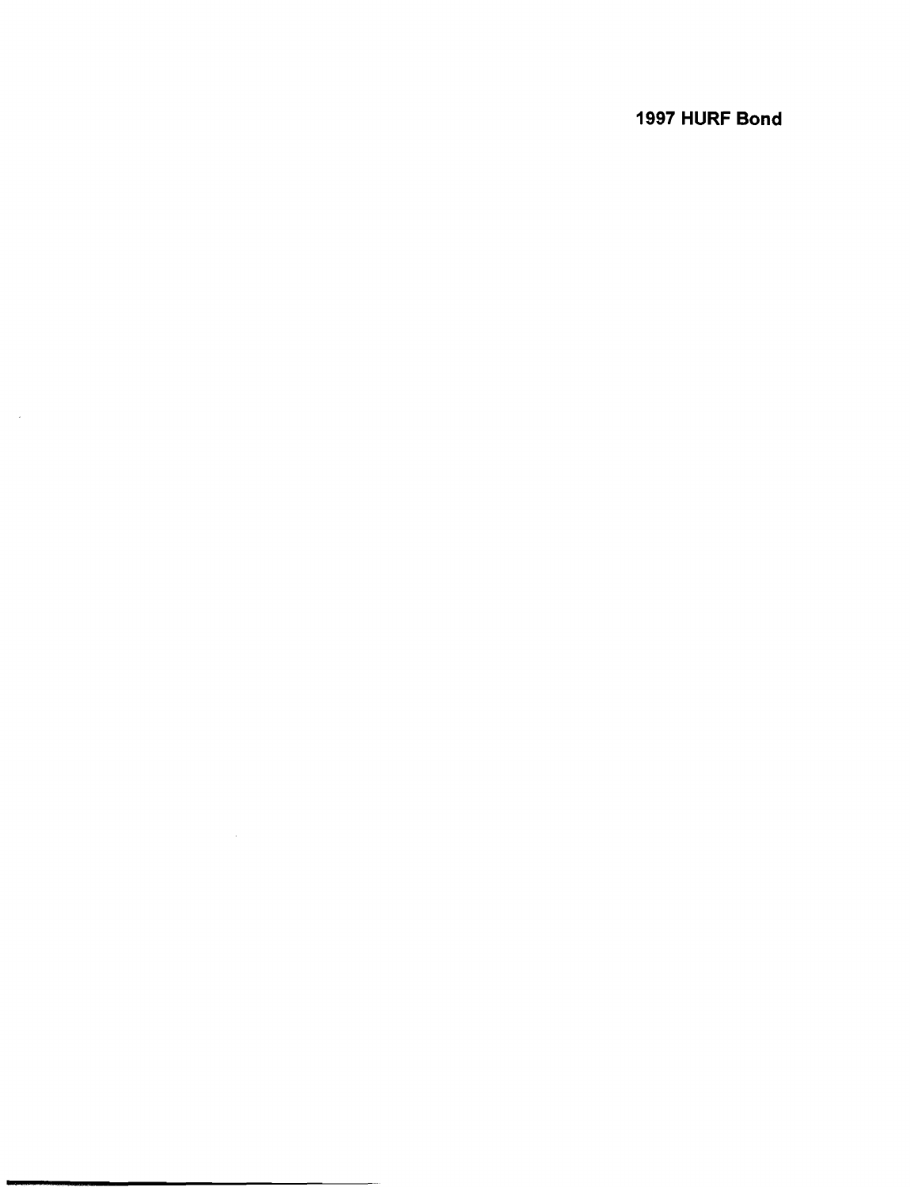**1997 HURF Bond**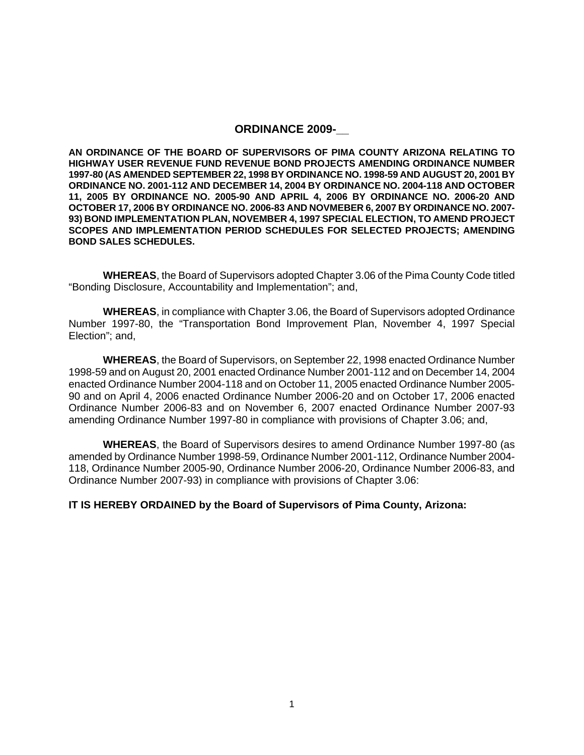# ORDINANCE 2009-__

**AN ORDINANCE OF THE BOARD OF SUPERVISORS OF PIMA COUNTY ARIZONA RELATING TO HIGHWAY USER REVENUE FUND REVENUE BOND PROJECTS AMENDING ORDINANCE NUMBER 1997-80 (AS AMENDED SEPTEMBER 22, 1998 BY ORDINANCE NO. 1998-59 AND AUGUST 20, 2001 BY ORDINANCE NO. 2001-112 AND DECEMBER 14, 2004 BY ORDINANCE NO. 2004-118 AND OCTOBER 11, 2005 BY ORDINANCE NO. 2005-90 AND APRIL 4, 2006 BY ORDINANCE NO. 2006-20 AND OCTOBER 17, 2006 BY ORDINANCE NO. 2006-83 AND NOVMEBER 6, 2007 BY ORDINANCE NO. 2007-93) BOND IMPLEMENTATION PLAN, NOVEMBER 4, 1997 SPECIAL ELECTION, TO AMEND PROJECT SCOPES AND IMPLEMENTATION PERIOD SCHEDULES FOR SELECTED PROJECTS; AMENDING BOND SALES SCHEDULES.**

**WHEREAS**, the Board of Supervisors adopted Chapter 3.06 of the Pima County Code titled "Bonding Disclosure, Accountability and Implementation"; and,

**WHEREAS**, in compliance with Chapter 3.06, the Board of Supervisors adopted Ordinance Number 1997-80, the "Transportation Bond Improvement Plan, November 4, 1997 Special Election"; and,

**WHEREAS**, the Board of Supervisors, on September 22, 1998 enacted Ordinance Number 1998-59 and on August 20, 2001 enacted Ordinance Number 2001-112 and on December 14, 2004 enacted Ordinance Number 2004-118 and on October 11, 2005 enacted Ordinance Number 2005-90 and on April 4, 2006 enacted Ordinance Number 2006-20 and on October 17, 2006 enacted Ordinance Number 2006-83 and on November 6, 2007 enacted Ordinance Number 2007-93 amending Ordinance Number 1997-80 in compliance with provisions of Chapter 3.06; and,

**WHEREAS**, the Board of Supervisors desires to amend Ordinance Number 1997-80 (as amended by Ordinance Number 1998-59, Ordinance Number 2001-112, Ordinance Number 2004-118, Ordinance Number 2005-90, Ordinance Number 2006-20, Ordinance Number 2006-83, and Ordinance Number 2007-93) in compliance with provisions of Chapter 3.06:

**IT IS HEREBY ORDAINED by the Board of Supervisors of Pima County, Arizona:**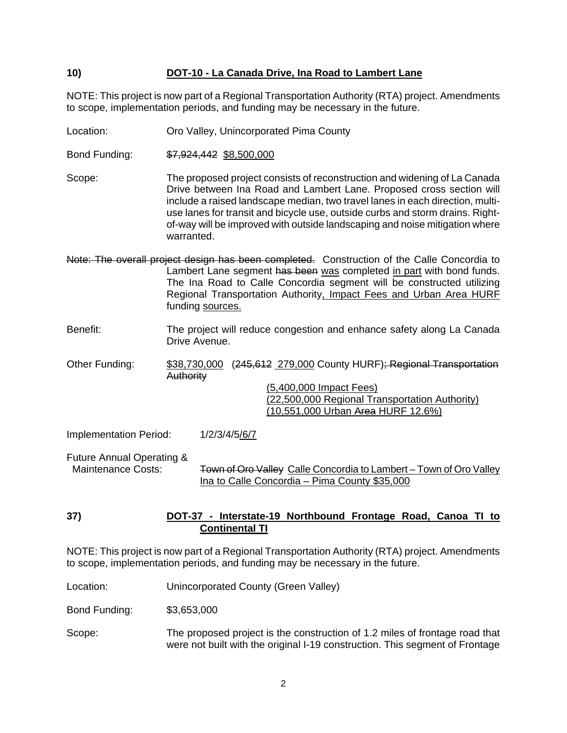**10) DOT-10 - La Canada Drive, Ina Road to Lambert Lane**

NOTE: This project is now part of a Regional Transportation Authority (RTA) project. Amendments to scope, implementation periods, and funding may be necessary in the future.

Location: Oro Valley, Unincorporated Pima County

Bond Funding: ~~$7,924,442~~ $8,500,000

Scope: The proposed project consists of reconstruction and widening of La Canada Drive between Ina Road and Lambert Lane. Proposed cross section will include a raised landscape median, two travel lanes in each direction, multi-use lanes for transit and bicycle use, outside curbs and storm drains. Right-of-way will be improved with outside landscaping and noise mitigation where warranted.

~~Note: The overall project design has been completed.~~ Construction of the Calle Concordia to Lambert Lane segment ~~has been~~ was completed in part with bond funds. The Ina Road to Calle Concordia segment will be constructed utilizing Regional Transportation Authority, Impact Fees and Urban Area HURF funding sources.

Benefit: The project will reduce congestion and enhance safety along La Canada Drive Avenue.

Other Funding: $38,730,000 (~~245,612~~ 279,000 County HURF)~~; Regional Transportation Authority~~
(5,400,000 Impact Fees)
(22,500,000 Regional Transportation Authority)
(10,551,000 Urban ~~Area~~ HURF 12.6%)

Implementation Period: 1/2/3/4/5/6/7

Future Annual Operating & Maintenance Costs: ~~Town of Oro Valley~~ Calle Concordia to Lambert – Town of Oro Valley
Ina to Calle Concordia – Pima County $35,000

**37) DOT-37 - Interstate-19 Northbound Frontage Road, Canoa TI to Continental TI**

NOTE: This project is now part of a Regional Transportation Authority (RTA) project. Amendments to scope, implementation periods, and funding may be necessary in the future.

Location: Unincorporated County (Green Valley)

Bond Funding: $3,653,000

Scope: The proposed project is the construction of 1.2 miles of frontage road that were not built with the original I-19 construction. This segment of Frontage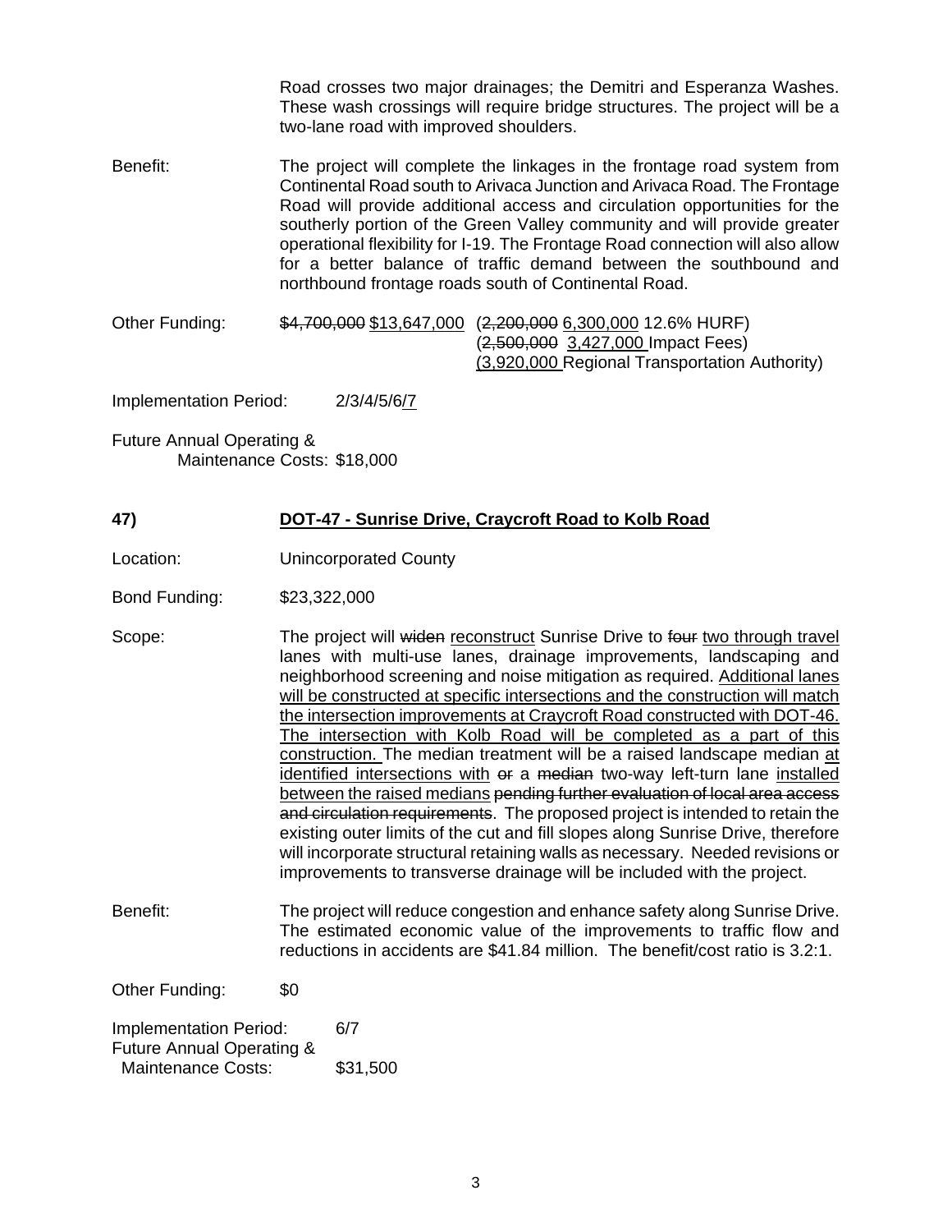Road crosses two major drainages; the Demitri and Esperanza Washes. These wash crossings will require bridge structures. The project will be a two-lane road with improved shoulders.

Benefit: The project will complete the linkages in the frontage road system from Continental Road south to Arivaca Junction and Arivaca Road. The Frontage Road will provide additional access and circulation opportunities for the southerly portion of the Green Valley community and will provide greater operational flexibility for I-19. The Frontage Road connection will also allow for a better balance of traffic demand between the southbound and northbound frontage roads south of Continental Road.

Other Funding: ~~$4,700,000~~ <u>$13,647,000</u> (~~2,200,000~~ <u>6,300,000</u> 12.6% HURF)
(~~2,500,000~~ <u>3,427,000</u> Impact Fees)
<u>(3,920,000</u> Regional Transportation Authority)

Implementation Period: 2/3/4/5/6<u>/7</u>

Future Annual Operating & Maintenance Costs: $18,000

**47) <u>DOT-47 - Sunrise Drive, Craycroft Road to Kolb Road</u>**

Location: Unincorporated County

Bond Funding: $23,322,000

Scope: The project will ~~widen~~ <u>reconstruct</u> Sunrise Drive to ~~four~~ <u>two through travel</u> lanes with multi-use lanes, drainage improvements, landscaping and neighborhood screening and noise mitigation as required. <u>Additional lanes will be constructed at specific intersections and the construction will match the intersection improvements at Craycroft Road constructed with DOT-46. The intersection with Kolb Road will be completed as a part of this construction.</u> The median treatment will be a raised landscape median <u>at identified intersections with</u> ~~or~~ a ~~median~~ two-way left-turn lane <u>installed between the raised medians</u> ~~pending further evaluation of local area access and circulation requirements~~. The proposed project is intended to retain the existing outer limits of the cut and fill slopes along Sunrise Drive, therefore will incorporate structural retaining walls as necessary. Needed revisions or improvements to transverse drainage will be included with the project.

Benefit: The project will reduce congestion and enhance safety along Sunrise Drive. The estimated economic value of the improvements to traffic flow and reductions in accidents are $41.84 million. The benefit/cost ratio is 3.2:1.

Other Funding: $0

Implementation Period: 6/7

Future Annual Operating & Maintenance Costs: $31,500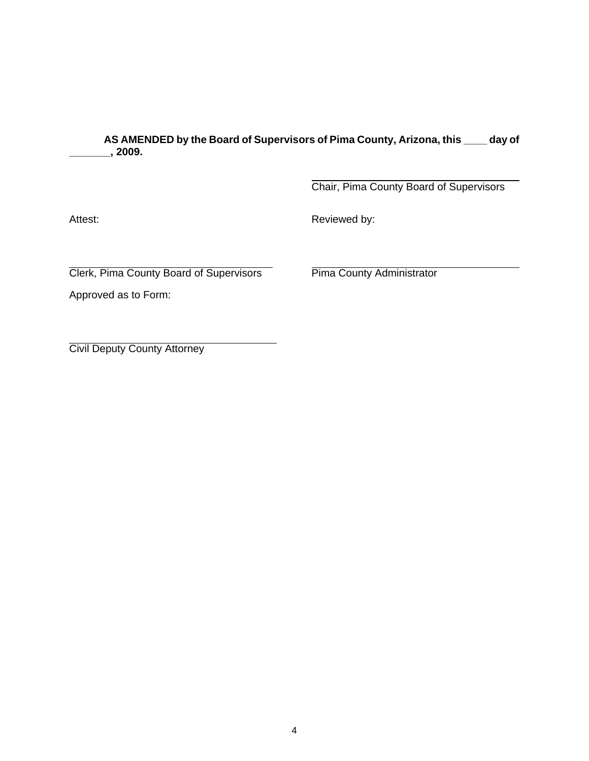**AS AMENDED by the Board of Supervisors of Pima County, Arizona, this ____ day of _______, 2009.**

\_\_\_\_\_\_\_\_\_\_\_\_\_\_\_\_\_\_\_\_\_\_\_\_\_\_\_\_\_\_\_\_\_\_\_\_
Chair, Pima County Board of Supervisors

Attest:

\_\_\_\_\_\_\_\_\_\_\_\_\_\_\_\_\_\_\_\_\_\_\_\_\_\_\_\_\_\_\_\_\_\_\_\_
Clerk, Pima County Board of Supervisors

Reviewed by:

\_\_\_\_\_\_\_\_\_\_\_\_\_\_\_\_\_\_\_\_\_\_\_\_\_\_\_\_\_\_\_\_\_\_\_\_
Pima County Administrator

Approved as to Form:

\_\_\_\_\_\_\_\_\_\_\_\_\_\_\_\_\_\_\_\_\_\_\_\_\_\_\_\_\_\_\_\_\_\_\_\_
Civil Deputy County Attorney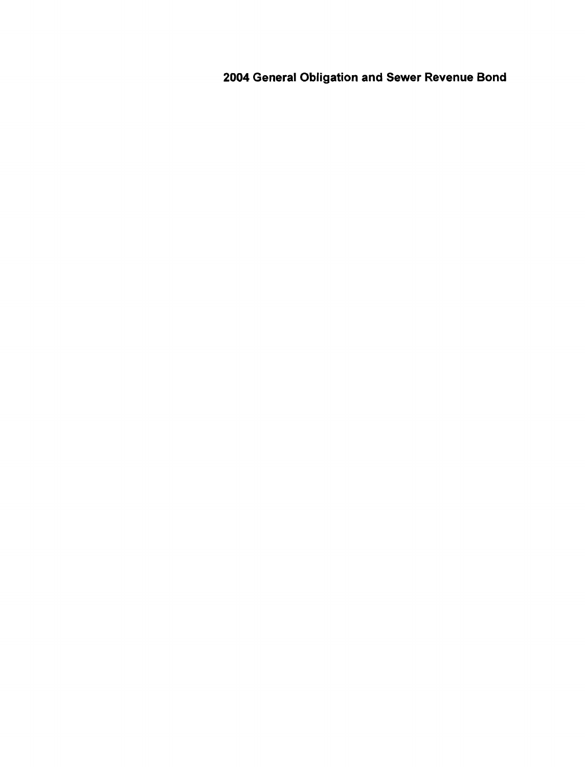## 2004 General Obligation and Sewer Revenue Bond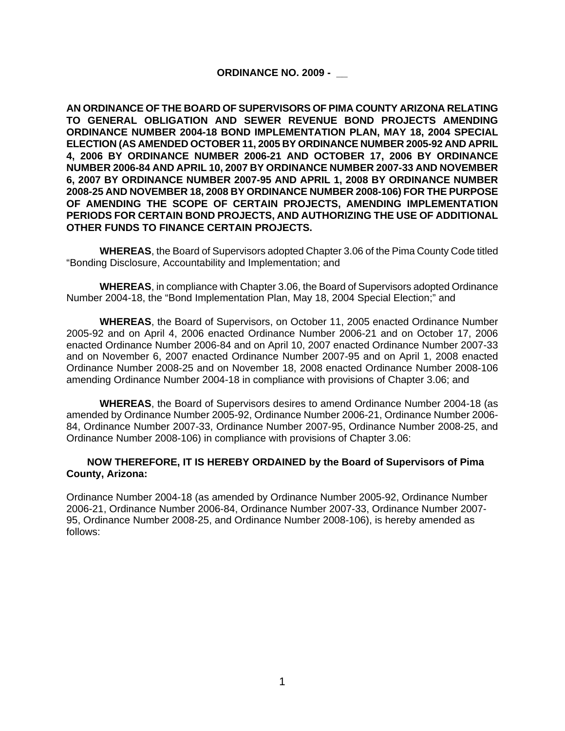**ORDINANCE NO. 2009 - __**

**AN ORDINANCE OF THE BOARD OF SUPERVISORS OF PIMA COUNTY ARIZONA RELATING TO GENERAL OBLIGATION AND SEWER REVENUE BOND PROJECTS AMENDING ORDINANCE NUMBER 2004-18 BOND IMPLEMENTATION PLAN, MAY 18, 2004 SPECIAL ELECTION (AS AMENDED OCTOBER 11, 2005 BY ORDINANCE NUMBER 2005-92 AND APRIL 4, 2006 BY ORDINANCE NUMBER 2006-21 AND OCTOBER 17, 2006 BY ORDINANCE NUMBER 2006-84 AND APRIL 10, 2007 BY ORDINANCE NUMBER 2007-33 AND NOVEMBER 6, 2007 BY ORDINANCE NUMBER 2007-95 AND APRIL 1, 2008 BY ORDINANCE NUMBER 2008-25 AND NOVEMBER 18, 2008 BY ORDINANCE NUMBER 2008-106) FOR THE PURPOSE OF AMENDING THE SCOPE OF CERTAIN PROJECTS, AMENDING IMPLEMENTATION PERIODS FOR CERTAIN BOND PROJECTS, AND AUTHORIZING THE USE OF ADDITIONAL OTHER FUNDS TO FINANCE CERTAIN PROJECTS.**

**WHEREAS**, the Board of Supervisors adopted Chapter 3.06 of the Pima County Code titled "Bonding Disclosure, Accountability and Implementation; and

**WHEREAS**, in compliance with Chapter 3.06, the Board of Supervisors adopted Ordinance Number 2004-18, the "Bond Implementation Plan, May 18, 2004 Special Election;" and

**WHEREAS**, the Board of Supervisors, on October 11, 2005 enacted Ordinance Number 2005-92 and on April 4, 2006 enacted Ordinance Number 2006-21 and on October 17, 2006 enacted Ordinance Number 2006-84 and on April 10, 2007 enacted Ordinance Number 2007-33 and on November 6, 2007 enacted Ordinance Number 2007-95 and on April 1, 2008 enacted Ordinance Number 2008-25 and on November 18, 2008 enacted Ordinance Number 2008-106 amending Ordinance Number 2004-18 in compliance with provisions of Chapter 3.06; and

**WHEREAS**, the Board of Supervisors desires to amend Ordinance Number 2004-18 (as amended by Ordinance Number 2005-92, Ordinance Number 2006-21, Ordinance Number 2006-84, Ordinance Number 2007-33, Ordinance Number 2007-95, Ordinance Number 2008-25, and Ordinance Number 2008-106) in compliance with provisions of Chapter 3.06:

**NOW THEREFORE, IT IS HEREBY ORDAINED by the Board of Supervisors of Pima County, Arizona:**

Ordinance Number 2004-18 (as amended by Ordinance Number 2005-92, Ordinance Number 2006-21, Ordinance Number 2006-84, Ordinance Number 2007-33, Ordinance Number 2007-95, Ordinance Number 2008-25, and Ordinance Number 2008-106), is hereby amended as follows: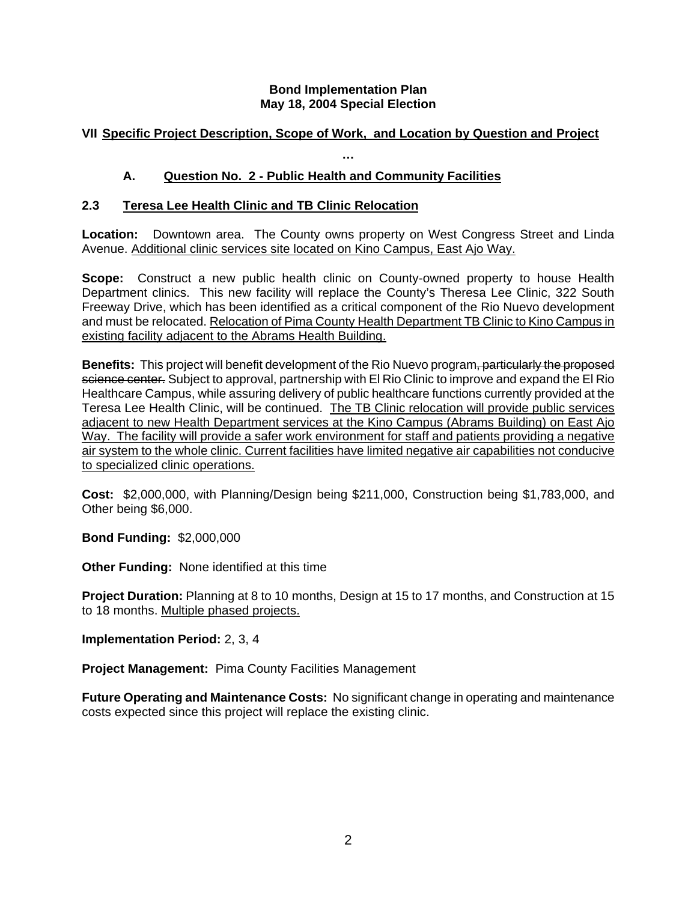**Bond Implementation Plan**
**May 18, 2004 Special Election**

## VII Specific Project Description, Scope of Work, and Location by Question and Project

…

### A. Question No. 2 - Public Health and Community Facilities

### 2.3 Teresa Lee Health Clinic and TB Clinic Relocation

**Location:** Downtown area. The County owns property on West Congress Street and Linda Avenue. <u>Additional clinic services site located on Kino Campus, East Ajo Way.</u>

**Scope:** Construct a new public health clinic on County-owned property to house Health Department clinics. This new facility will replace the County's Theresa Lee Clinic, 322 South Freeway Drive, which has been identified as a critical component of the Rio Nuevo development and must be relocated. <u>Relocation of Pima County Health Department TB Clinic to Kino Campus in existing facility adjacent to the Abrams Health Building.</u>

**Benefits:** This project will benefit development of the Rio Nuevo program~~, particularly the proposed science center.~~ Subject to approval, partnership with El Rio Clinic to improve and expand the El Rio Healthcare Campus, while assuring delivery of public healthcare functions currently provided at the Teresa Lee Health Clinic, will be continued. <u>The TB Clinic relocation will provide public services adjacent to new Health Department services at the Kino Campus (Abrams Building) on East Ajo Way. The facility will provide a safer work environment for staff and patients providing a negative air system to the whole clinic. Current facilities have limited negative air capabilities not conducive to specialized clinic operations.</u>

**Cost:** $2,000,000, with Planning/Design being $211,000, Construction being $1,783,000, and Other being $6,000.

**Bond Funding:** $2,000,000

**Other Funding:** None identified at this time

**Project Duration:** Planning at 8 to 10 months, Design at 15 to 17 months, and Construction at 15 to 18 months. <u>Multiple phased projects.</u>

**Implementation Period:** 2, 3, 4

**Project Management:** Pima County Facilities Management

**Future Operating and Maintenance Costs:** No significant change in operating and maintenance costs expected since this project will replace the existing clinic.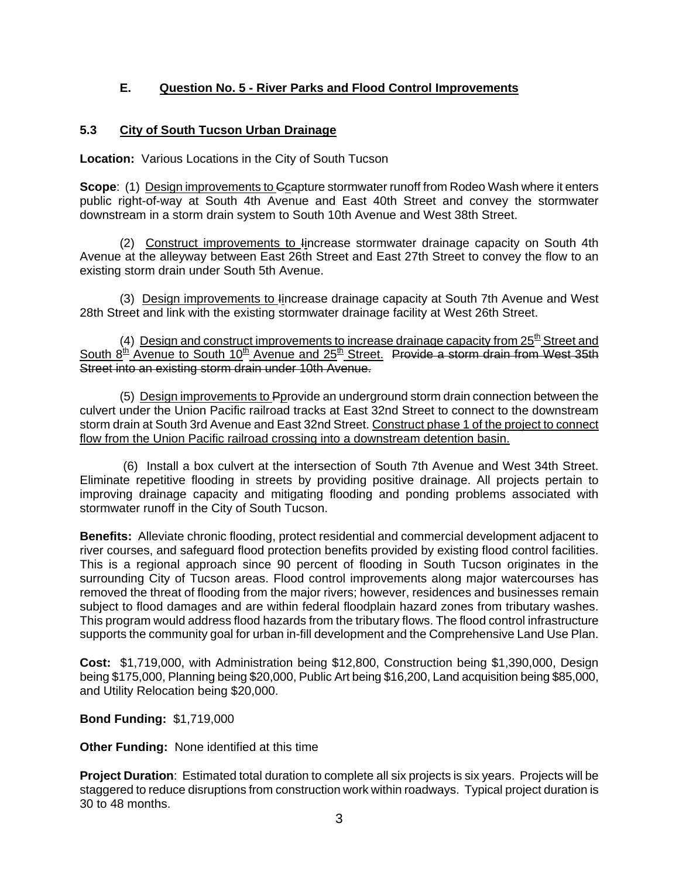### E. Question No. 5 - River Parks and Flood Control Improvements

### 5.3 City of South Tucson Urban Drainage

**Location:** Various Locations in the City of South Tucson

**Scope**: (1) Design improvements to ~~C~~capture stormwater runoff from Rodeo Wash where it enters public right-of-way at South 4th Avenue and East 40th Street and convey the stormwater downstream in a storm drain system to South 10th Avenue and West 38th Street.

(2) Construct improvements to ~~I~~increase stormwater drainage capacity on South 4th Avenue at the alleyway between East 26th Street and East 27th Street to convey the flow to an existing storm drain under South 5th Avenue.

(3) Design improvements to ~~I~~increase drainage capacity at South 7th Avenue and West 28th Street and link with the existing stormwater drainage facility at West 26th Street.

(4) Design and construct improvements to increase drainage capacity from 25th Street and South 8th Avenue to South 10th Avenue and 25th Street. ~~Provide a storm drain from West 35th Street into an existing storm drain under 10th Avenue.~~

(5) Design improvements to ~~P~~provide an underground storm drain connection between the culvert under the Union Pacific railroad tracks at East 32nd Street to connect to the downstream storm drain at South 3rd Avenue and East 32nd Street. Construct phase 1 of the project to connect flow from the Union Pacific railroad crossing into a downstream detention basin.

(6) Install a box culvert at the intersection of South 7th Avenue and West 34th Street. Eliminate repetitive flooding in streets by providing positive drainage. All projects pertain to improving drainage capacity and mitigating flooding and ponding problems associated with stormwater runoff in the City of South Tucson.

**Benefits:** Alleviate chronic flooding, protect residential and commercial development adjacent to river courses, and safeguard flood protection benefits provided by existing flood control facilities. This is a regional approach since 90 percent of flooding in South Tucson originates in the surrounding City of Tucson areas. Flood control improvements along major watercourses has removed the threat of flooding from the major rivers; however, residences and businesses remain subject to flood damages and are within federal floodplain hazard zones from tributary washes. This program would address flood hazards from the tributary flows. The flood control infrastructure supports the community goal for urban in-fill development and the Comprehensive Land Use Plan.

**Cost:** $1,719,000, with Administration being $12,800, Construction being $1,390,000, Design being $175,000, Planning being $20,000, Public Art being $16,200, Land acquisition being $85,000, and Utility Relocation being $20,000.

**Bond Funding:** $1,719,000

**Other Funding:** None identified at this time

**Project Duration**: Estimated total duration to complete all six projects is six years. Projects will be staggered to reduce disruptions from construction work within roadways. Typical project duration is 30 to 48 months.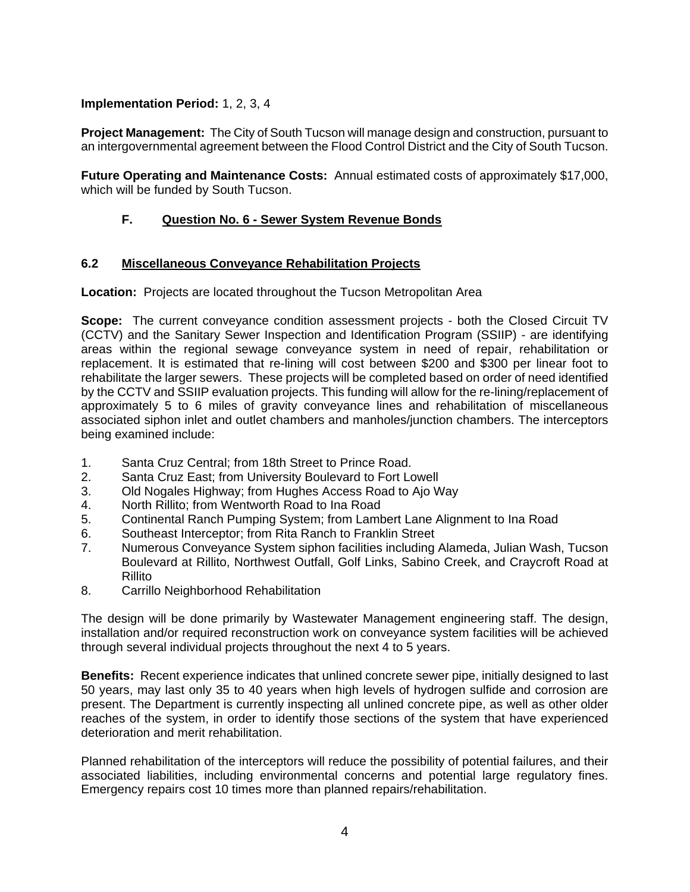**Implementation Period:** 1, 2, 3, 4

**Project Management:** The City of South Tucson will manage design and construction, pursuant to an intergovernmental agreement between the Flood Control District and the City of South Tucson.

**Future Operating and Maintenance Costs:** Annual estimated costs of approximately $17,000, which will be funded by South Tucson.

## F. Question No. 6 - Sewer System Revenue Bonds

### 6.2 Miscellaneous Conveyance Rehabilitation Projects

**Location:** Projects are located throughout the Tucson Metropolitan Area

**Scope:** The current conveyance condition assessment projects - both the Closed Circuit TV (CCTV) and the Sanitary Sewer Inspection and Identification Program (SSIIP) - are identifying areas within the regional sewage conveyance system in need of repair, rehabilitation or replacement. It is estimated that re-lining will cost between $200 and $300 per linear foot to rehabilitate the larger sewers. These projects will be completed based on order of need identified by the CCTV and SSIIP evaluation projects. This funding will allow for the re-lining/replacement of approximately 5 to 6 miles of gravity conveyance lines and rehabilitation of miscellaneous associated siphon inlet and outlet chambers and manholes/junction chambers. The interceptors being examined include:

1. Santa Cruz Central; from 18th Street to Prince Road.
2. Santa Cruz East; from University Boulevard to Fort Lowell
3. Old Nogales Highway; from Hughes Access Road to Ajo Way
4. North Rillito; from Wentworth Road to Ina Road
5. Continental Ranch Pumping System; from Lambert Lane Alignment to Ina Road
6. Southeast Interceptor; from Rita Ranch to Franklin Street
7. Numerous Conveyance System siphon facilities including Alameda, Julian Wash, Tucson Boulevard at Rillito, Northwest Outfall, Golf Links, Sabino Creek, and Craycroft Road at Rillito
8. Carrillo Neighborhood Rehabilitation

The design will be done primarily by Wastewater Management engineering staff. The design, installation and/or required reconstruction work on conveyance system facilities will be achieved through several individual projects throughout the next 4 to 5 years.

**Benefits:** Recent experience indicates that unlined concrete sewer pipe, initially designed to last 50 years, may last only 35 to 40 years when high levels of hydrogen sulfide and corrosion are present. The Department is currently inspecting all unlined concrete pipe, as well as other older reaches of the system, in order to identify those sections of the system that have experienced deterioration and merit rehabilitation.

Planned rehabilitation of the interceptors will reduce the possibility of potential failures, and their associated liabilities, including environmental concerns and potential large regulatory fines. Emergency repairs cost 10 times more than planned repairs/rehabilitation.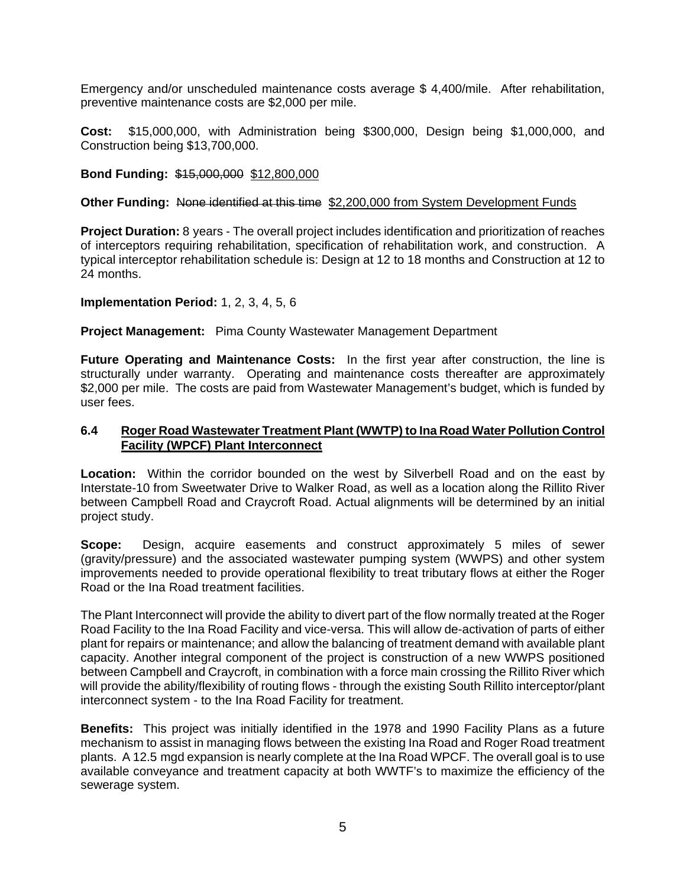Emergency and/or unscheduled maintenance costs average $ 4,400/mile. After rehabilitation, preventive maintenance costs are $2,000 per mile.

**Cost:** $15,000,000, with Administration being $300,000, Design being $1,000,000, and Construction being $13,700,000.

**Bond Funding:** ~~$15,000,000~~ <u>$12,800,000</u>

**Other Funding:** ~~None identified at this time~~ <u>$2,200,000 from System Development Funds</u>

**Project Duration:** 8 years - The overall project includes identification and prioritization of reaches of interceptors requiring rehabilitation, specification of rehabilitation work, and construction. A typical interceptor rehabilitation schedule is: Design at 12 to 18 months and Construction at 12 to 24 months.

**Implementation Period:** 1, 2, 3, 4, 5, 6

**Project Management:** Pima County Wastewater Management Department

**Future Operating and Maintenance Costs:** In the first year after construction, the line is structurally under warranty. Operating and maintenance costs thereafter are approximately $2,000 per mile. The costs are paid from Wastewater Management's budget, which is funded by user fees.

### 6.4 <u>Roger Road Wastewater Treatment Plant (WWTP) to Ina Road Water Pollution Control Facility (WPCF) Plant Interconnect</u>

**Location:** Within the corridor bounded on the west by Silverbell Road and on the east by Interstate-10 from Sweetwater Drive to Walker Road, as well as a location along the Rillito River between Campbell Road and Craycroft Road. Actual alignments will be determined by an initial project study.

**Scope:** Design, acquire easements and construct approximately 5 miles of sewer (gravity/pressure) and the associated wastewater pumping system (WWPS) and other system improvements needed to provide operational flexibility to treat tributary flows at either the Roger Road or the Ina Road treatment facilities.

The Plant Interconnect will provide the ability to divert part of the flow normally treated at the Roger Road Facility to the Ina Road Facility and vice-versa. This will allow de-activation of parts of either plant for repairs or maintenance; and allow the balancing of treatment demand with available plant capacity. Another integral component of the project is construction of a new WWPS positioned between Campbell and Craycroft, in combination with a force main crossing the Rillito River which will provide the ability/flexibility of routing flows - through the existing South Rillito interceptor/plant interconnect system - to the Ina Road Facility for treatment.

**Benefits:** This project was initially identified in the 1978 and 1990 Facility Plans as a future mechanism to assist in managing flows between the existing Ina Road and Roger Road treatment plants. A 12.5 mgd expansion is nearly complete at the Ina Road WPCF. The overall goal is to use available conveyance and treatment capacity at both WWTF's to maximize the efficiency of the sewerage system.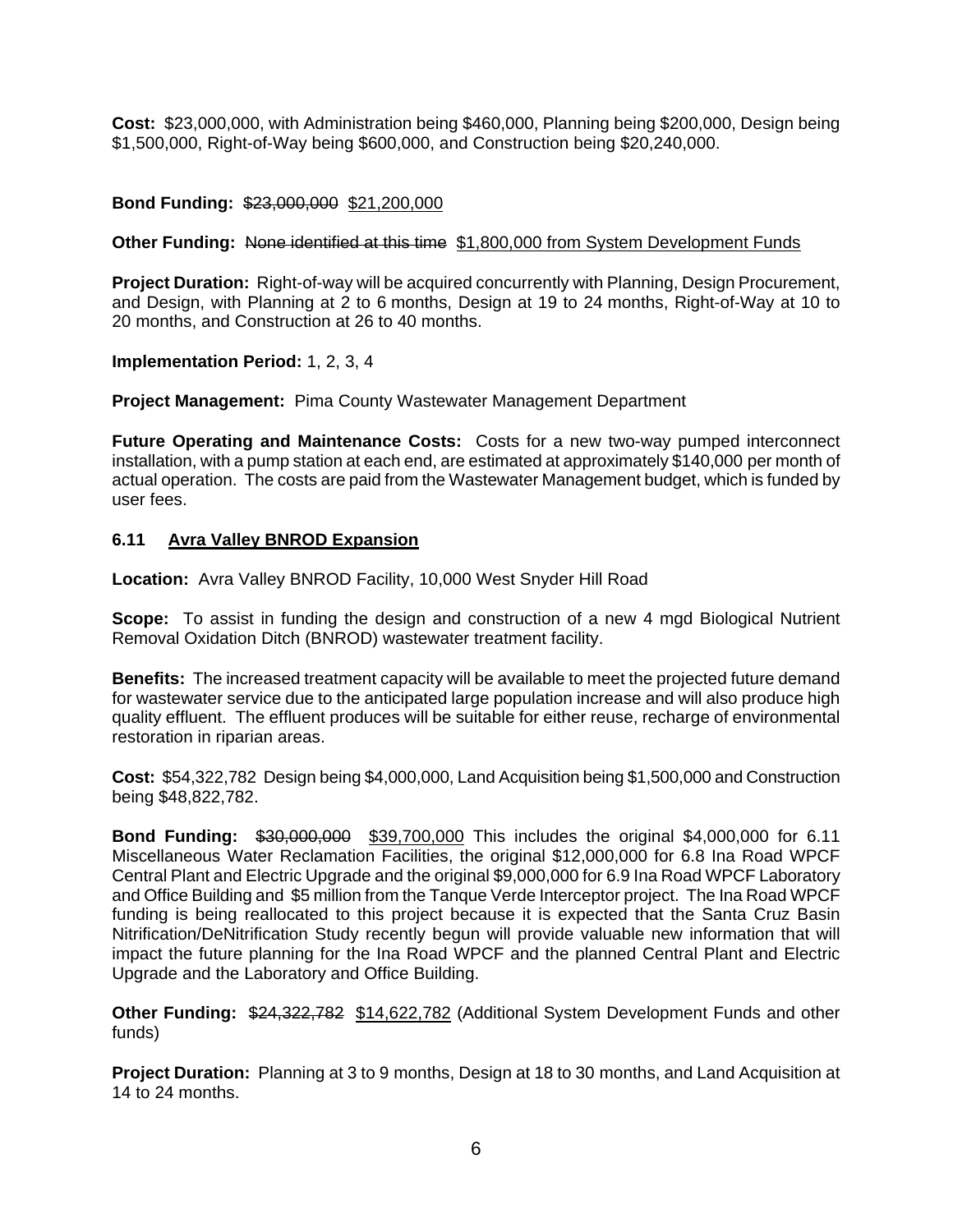**Cost:** $23,000,000, with Administration being $460,000, Planning being $200,000, Design being $1,500,000, Right-of-Way being $600,000, and Construction being $20,240,000.

**Bond Funding:** ~~$23,000,000~~ <u>$21,200,000</u>

**Other Funding:** ~~None identified at this time~~ <u>$1,800,000 from System Development Funds</u>

**Project Duration:** Right-of-way will be acquired concurrently with Planning, Design Procurement, and Design, with Planning at 2 to 6 months, Design at 19 to 24 months, Right-of-Way at 10 to 20 months, and Construction at 26 to 40 months.

**Implementation Period:** 1, 2, 3, 4

**Project Management:** Pima County Wastewater Management Department

**Future Operating and Maintenance Costs:** Costs for a new two-way pumped interconnect installation, with a pump station at each end, are estimated at approximately $140,000 per month of actual operation. The costs are paid from the Wastewater Management budget, which is funded by user fees.

### 6.11 <u>Avra Valley BNROD Expansion</u>

**Location:** Avra Valley BNROD Facility, 10,000 West Snyder Hill Road

**Scope:** To assist in funding the design and construction of a new 4 mgd Biological Nutrient Removal Oxidation Ditch (BNROD) wastewater treatment facility.

**Benefits:** The increased treatment capacity will be available to meet the projected future demand for wastewater service due to the anticipated large population increase and will also produce high quality effluent. The effluent produces will be suitable for either reuse, recharge of environmental restoration in riparian areas.

**Cost:** $54,322,782 Design being $4,000,000, Land Acquisition being $1,500,000 and Construction being $48,822,782.

**Bond Funding:** ~~$30,000,000~~ <u>$39,700,000</u> This includes the original $4,000,000 for 6.11 Miscellaneous Water Reclamation Facilities, the original $12,000,000 for 6.8 Ina Road WPCF Central Plant and Electric Upgrade and the original $9,000,000 for 6.9 Ina Road WPCF Laboratory and Office Building and $5 million from the Tanque Verde Interceptor project. The Ina Road WPCF funding is being reallocated to this project because it is expected that the Santa Cruz Basin Nitrification/DeNitrification Study recently begun will provide valuable new information that will impact the future planning for the Ina Road WPCF and the planned Central Plant and Electric Upgrade and the Laboratory and Office Building.

**Other Funding:** ~~$24,322,782~~ <u>$14,622,782</u> (Additional System Development Funds and other funds)

**Project Duration:** Planning at 3 to 9 months, Design at 18 to 30 months, and Land Acquisition at 14 to 24 months.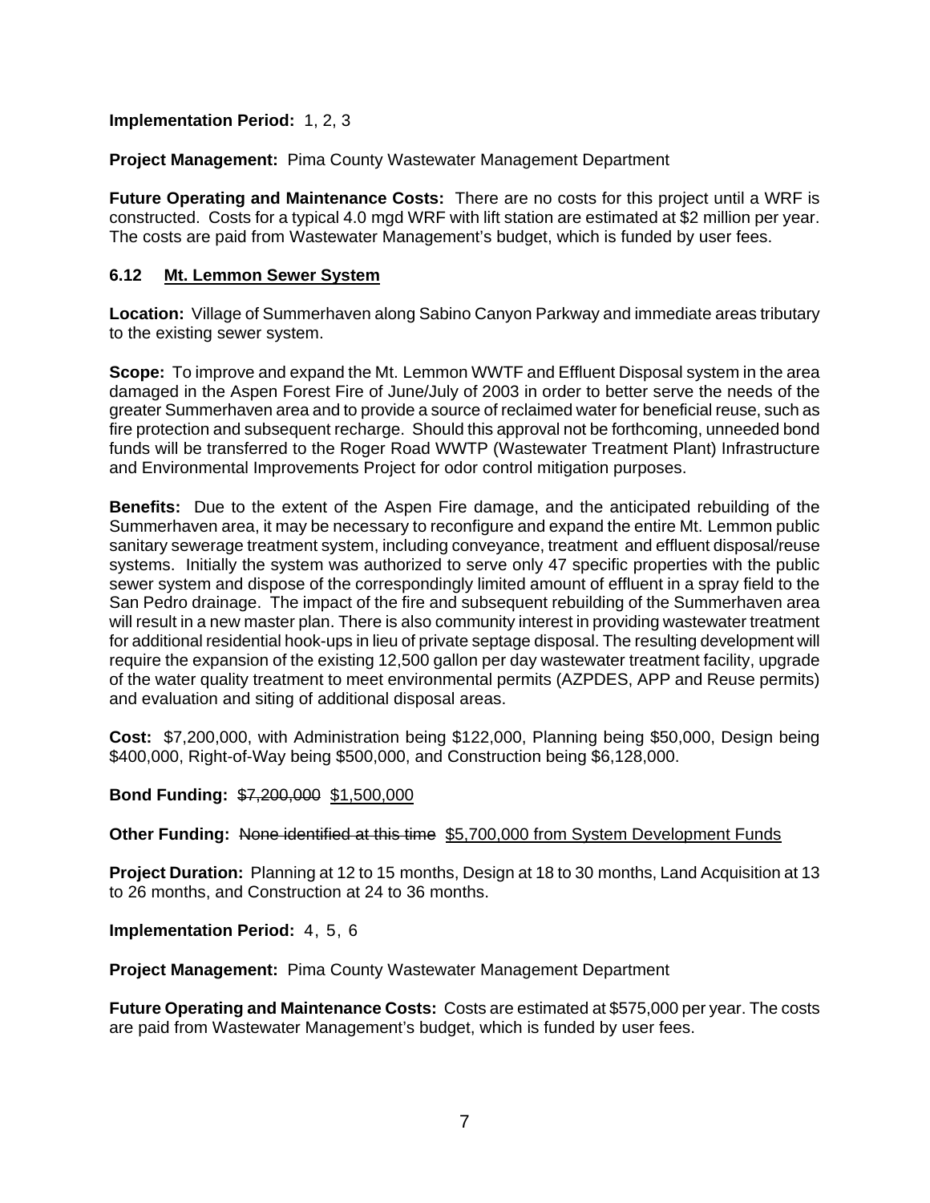**Implementation Period:** 1, 2, 3

**Project Management:** Pima County Wastewater Management Department

**Future Operating and Maintenance Costs:** There are no costs for this project until a WRF is constructed. Costs for a typical 4.0 mgd WRF with lift station are estimated at $2 million per year. The costs are paid from Wastewater Management's budget, which is funded by user fees.

### 6.12 Mt. Lemmon Sewer System

**Location:** Village of Summerhaven along Sabino Canyon Parkway and immediate areas tributary to the existing sewer system.

**Scope:** To improve and expand the Mt. Lemmon WWTF and Effluent Disposal system in the area damaged in the Aspen Forest Fire of June/July of 2003 in order to better serve the needs of the greater Summerhaven area and to provide a source of reclaimed water for beneficial reuse, such as fire protection and subsequent recharge. Should this approval not be forthcoming, unneeded bond funds will be transferred to the Roger Road WWTP (Wastewater Treatment Plant) Infrastructure and Environmental Improvements Project for odor control mitigation purposes.

**Benefits:** Due to the extent of the Aspen Fire damage, and the anticipated rebuilding of the Summerhaven area, it may be necessary to reconfigure and expand the entire Mt. Lemmon public sanitary sewerage treatment system, including conveyance, treatment and effluent disposal/reuse systems. Initially the system was authorized to serve only 47 specific properties with the public sewer system and dispose of the correspondingly limited amount of effluent in a spray field to the San Pedro drainage. The impact of the fire and subsequent rebuilding of the Summerhaven area will result in a new master plan. There is also community interest in providing wastewater treatment for additional residential hook-ups in lieu of private septage disposal. The resulting development will require the expansion of the existing 12,500 gallon per day wastewater treatment facility, upgrade of the water quality treatment to meet environmental permits (AZPDES, APP and Reuse permits) and evaluation and siting of additional disposal areas.

**Cost:** $7,200,000, with Administration being $122,000, Planning being $50,000, Design being $400,000, Right-of-Way being $500,000, and Construction being $6,128,000.

**Bond Funding:** ~~$7,200,000~~ <u>$1,500,000</u>

**Other Funding:** ~~None identified at this time~~ <u>$5,700,000 from System Development Funds</u>

**Project Duration:** Planning at 12 to 15 months, Design at 18 to 30 months, Land Acquisition at 13 to 26 months, and Construction at 24 to 36 months.

**Implementation Period:** 4, 5, 6

**Project Management:** Pima County Wastewater Management Department

**Future Operating and Maintenance Costs:** Costs are estimated at $575,000 per year. The costs are paid from Wastewater Management's budget, which is funded by user fees.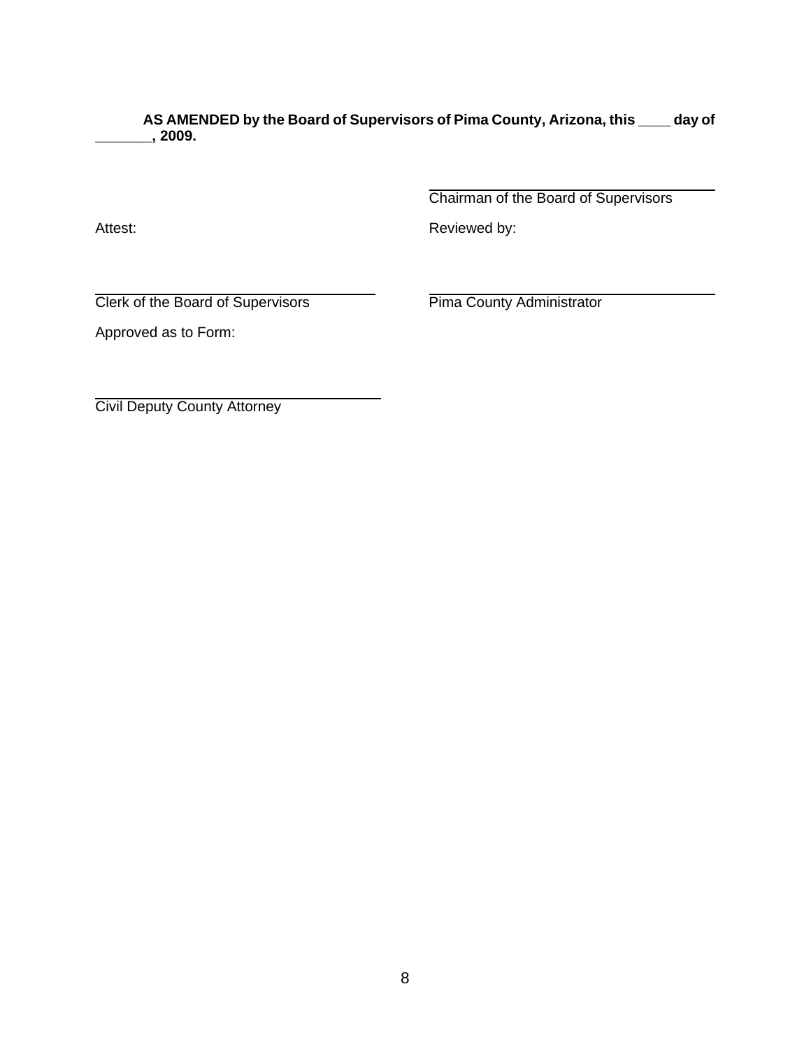**AS AMENDED by the Board of Supervisors of Pima County, Arizona, this ____ day of _______, 2009.**

_______________________________
Chairman of the Board of Supervisors

Attest:

_______________________________
Clerk of the Board of Supervisors

Reviewed by:

_______________________________
Pima County Administrator

Approved as to Form:

_______________________________
Civil Deputy County Attorney